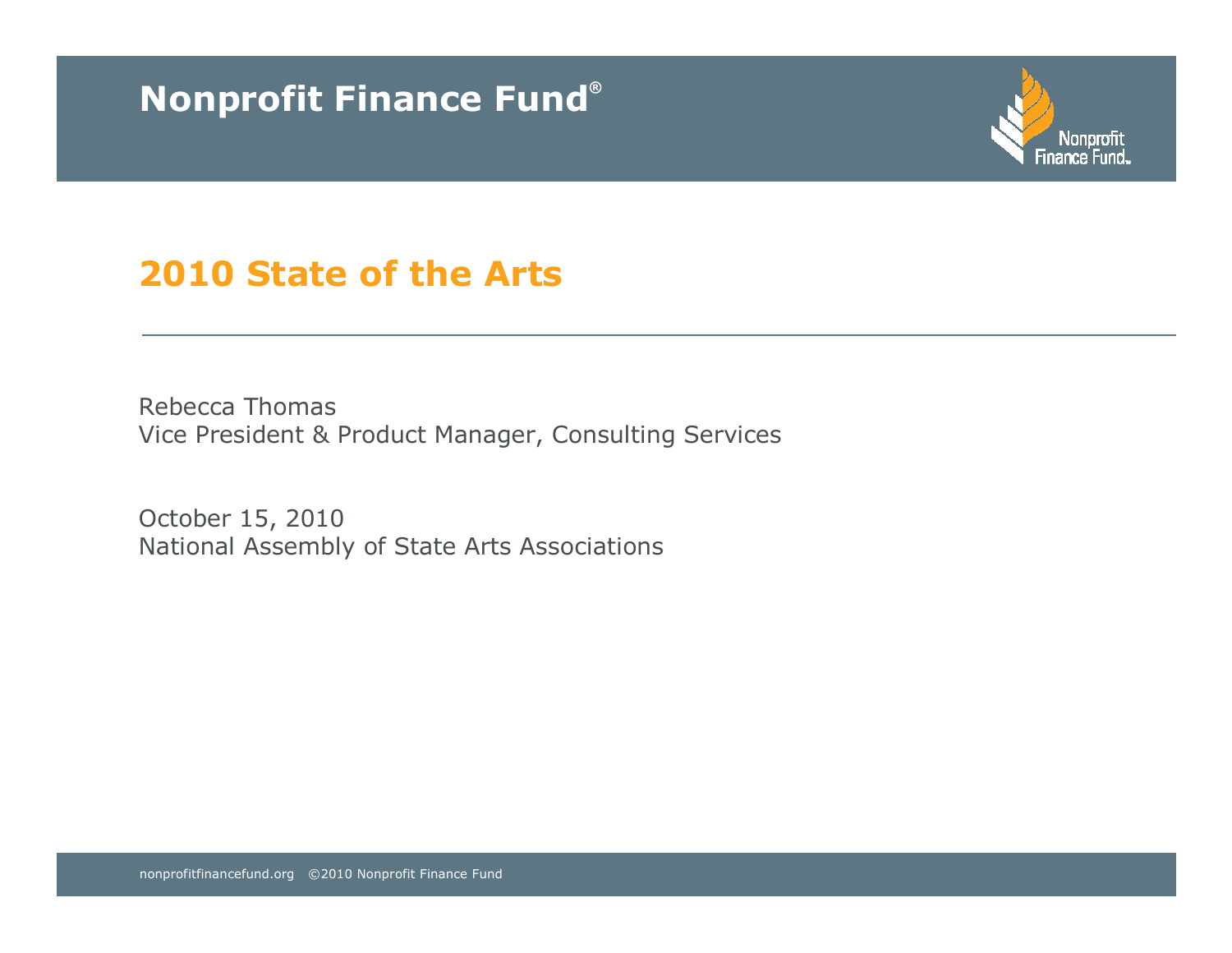Nonprofit Finance Fund®

# 2010 State of the Arts

Rebecca Thomas
Vice President & Product Manager, Consulting Services

October 15, 2010
National Assembly of State Arts Associations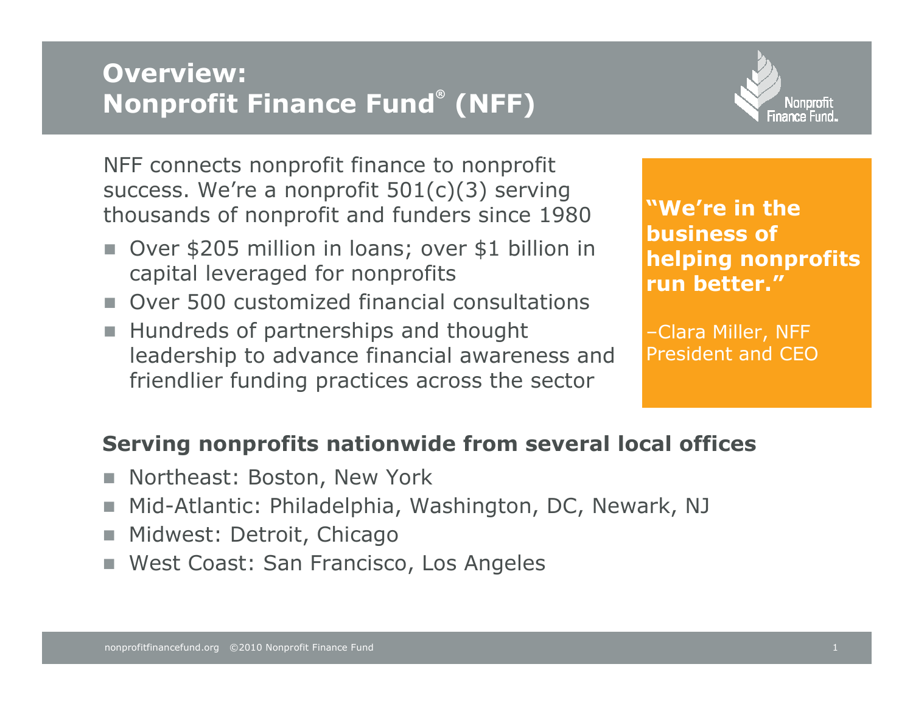# Overview: Nonprofit Finance Fund® (NFF)

NFF connects nonprofit finance to nonprofit success. We're a nonprofit 501(c)(3) serving thousands of nonprofit and funders since 1980

- Over $205 million in loans; over $1 billion in capital leveraged for nonprofits
- Over 500 customized financial consultations
- Hundreds of partnerships and thought leadership to advance financial awareness and friendlier funding practices across the sector

> **"We're in the business of helping nonprofits run better."**
>
> –Clara Miller, NFF President and CEO

## Serving nonprofits nationwide from several local offices

- Northeast: Boston, New York
- Mid-Atlantic: Philadelphia, Washington, DC, Newark, NJ
- Midwest: Detroit, Chicago
- West Coast: San Francisco, Los Angeles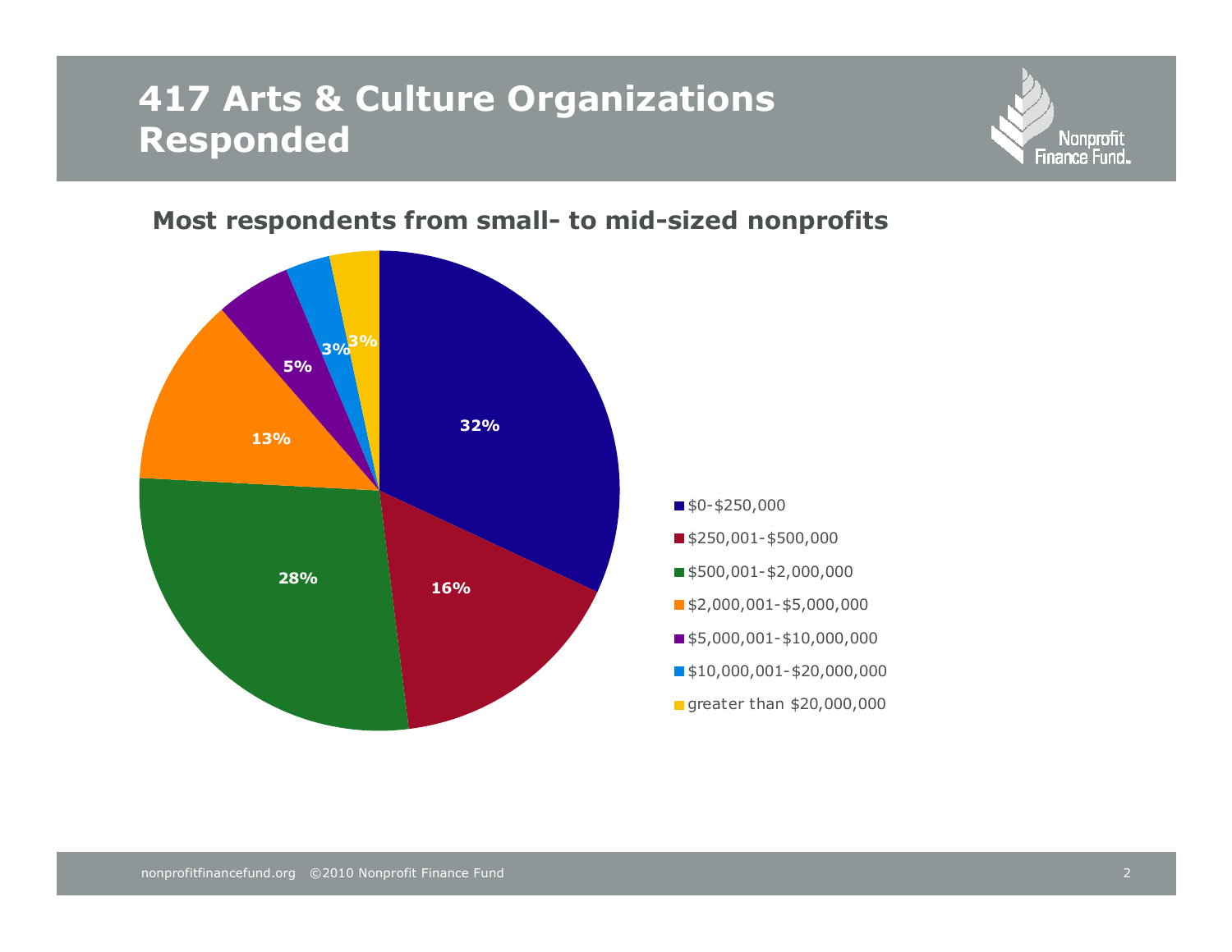# 417 Arts & Culture Organizations Responded

## Most respondents from small- to mid-sized nonprofits

| Budget size | Percentage |
| --- | --- |
| $0-$250,000 | 32% |
| $250,001-$500,000 | 16% |
| $500,001-$2,000,000 | 28% |
| $2,000,001-$5,000,000 | 13% |
| $5,000,001-$10,000,000 | 5% |
| $10,000,001-$20,000,000 | 3% |
| greater than $20,000,000 | 3% |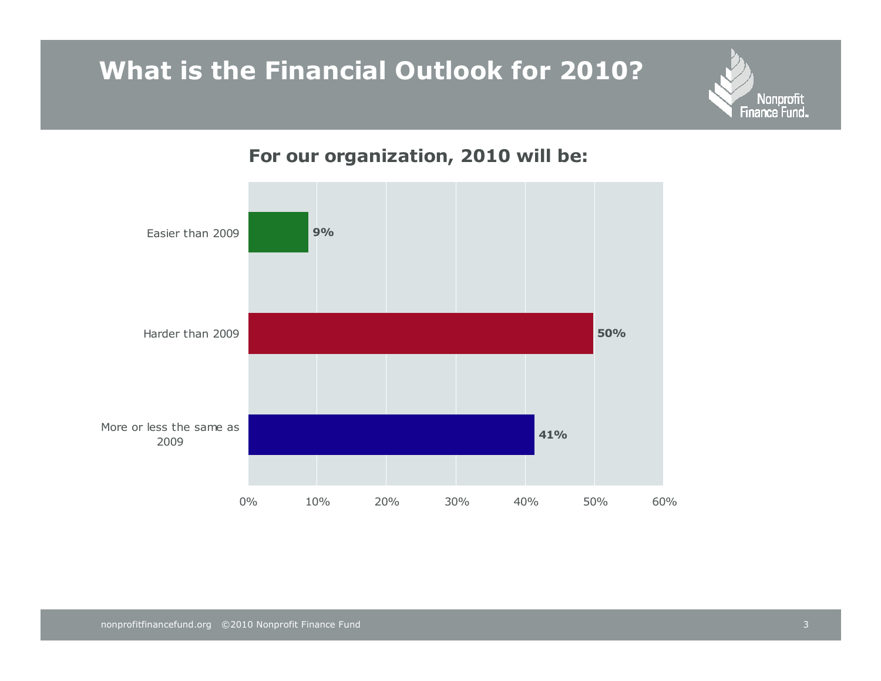# What is the Financial Outlook for 2010?

## For our organization, 2010 will be:

| Response | Percentage |
| --- | --- |
| Easier than 2009 | 9% |
| Harder than 2009 | 50% |
| More or less the same as 2009 | 41% |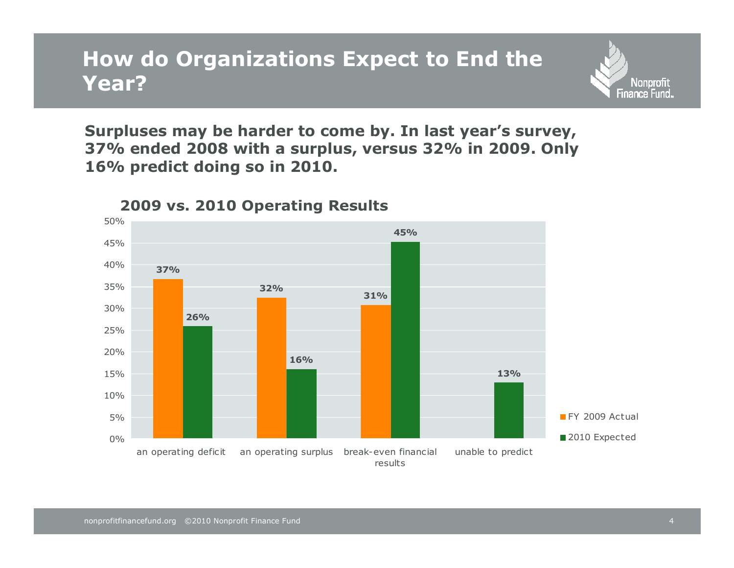# How do Organizations Expect to End the Year?

**Surpluses may be harder to come by. In last year's survey, 37% ended 2008 with a surplus, versus 32% in 2009. Only 16% predict doing so in 2010.**

## 2009 vs. 2010 Operating Results

| | FY 2009 Actual | 2010 Expected |
| --- | --- | --- |
| an operating deficit | 37% | 26% |
| an operating surplus | 32% | 16% |
| break-even financial results | 31% | 45% |
| unable to predict | | 13% |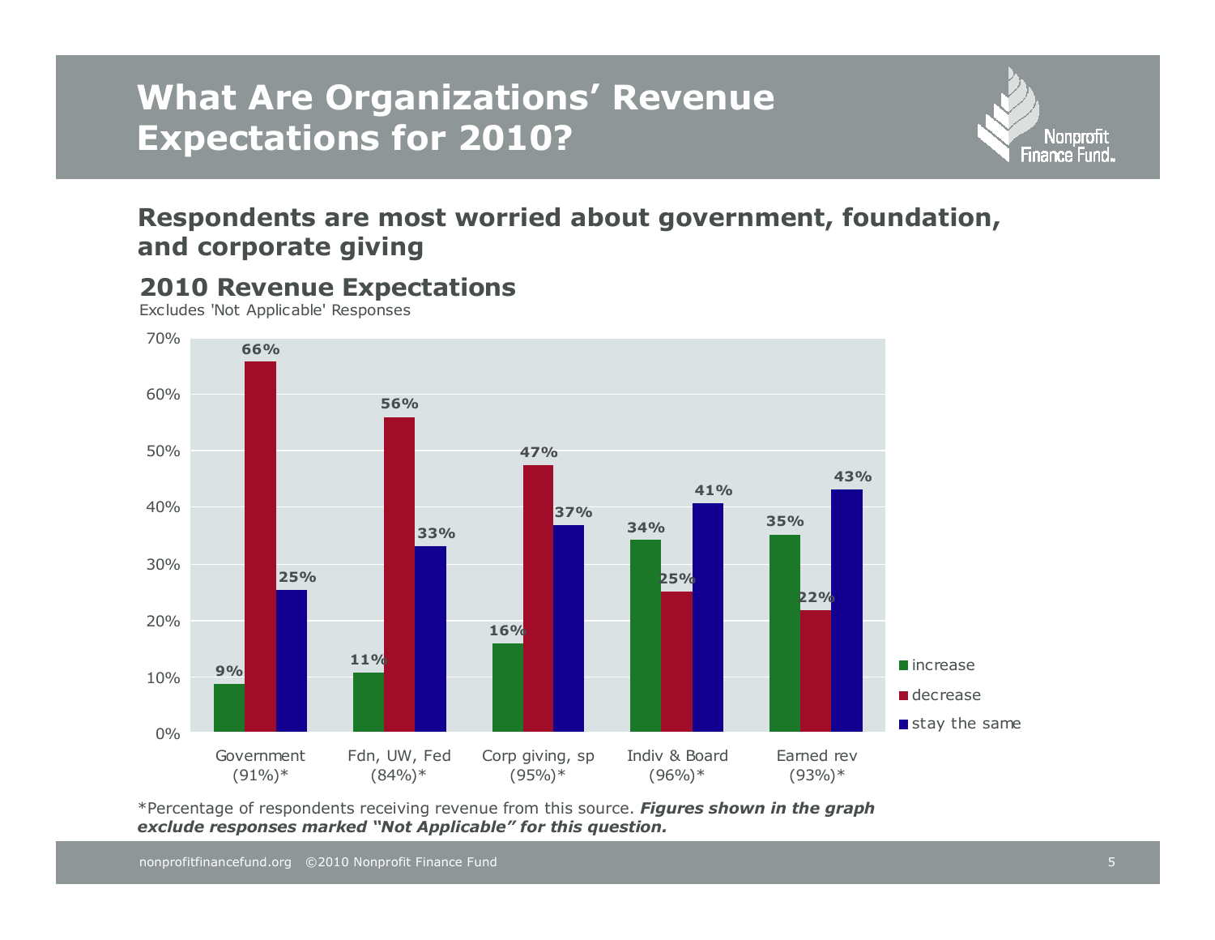# What Are Organizations' Revenue Expectations for 2010?

## Respondents are most worried about government, foundation, and corporate giving

### 2010 Revenue Expectations

Excludes 'Not Applicable' Responses

| | increase | decrease | stay the same |
|---|---|---|---|
| Government (91%)* | 9% | 66% | 25% |
| Fdn, UW, Fed (84%)* | 11% | 56% | 33% |
| Corp giving, sp (95%)* | 16% | 47% | 37% |
| Indiv & Board (96%)* | 34% | 25% | 41% |
| Earned rev (93%)* | 35% | 22% | 43% |

*Percentage of respondents receiving revenue from this source. ***Figures shown in the graph exclude responses marked "Not Applicable" for this question.***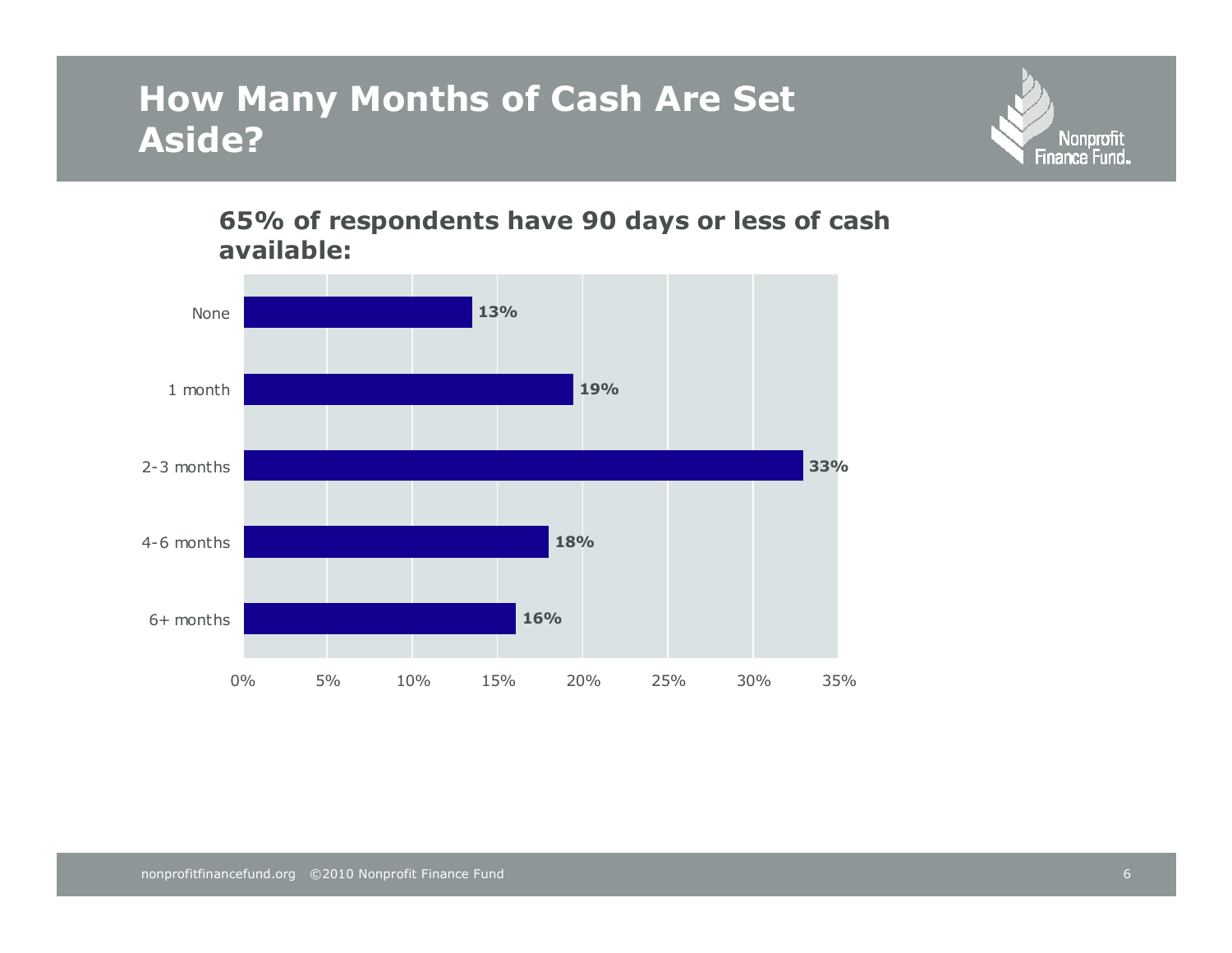# How Many Months of Cash Are Set Aside?

**65% of respondents have 90 days or less of cash available:**

| Months of cash | Percent of respondents |
| --- | --- |
| None | 13% |
| 1 month | 19% |
| 2-3 months | 33% |
| 4-6 months | 18% |
| 6+ months | 16% |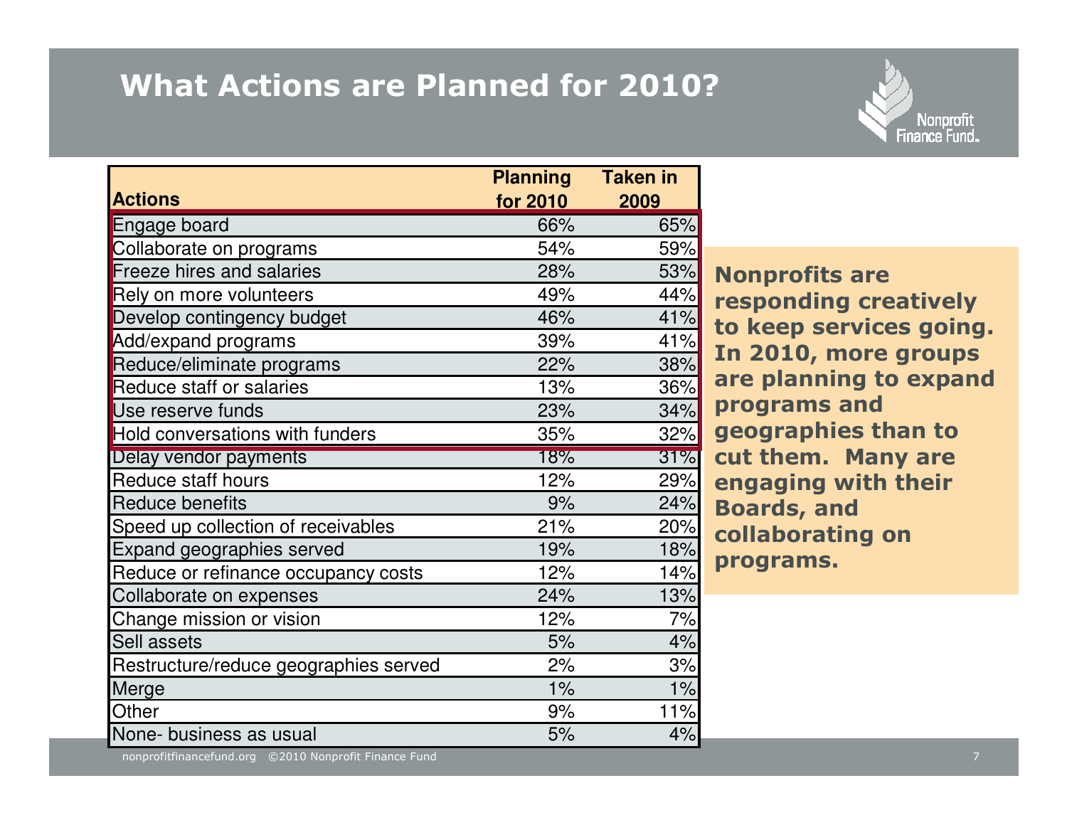# What Actions are Planned for 2010?

| Actions | Planning for 2010 | Taken in 2009 |
|---|---|---|
| Engage board | 66% | 65% |
| Collaborate on programs | 54% | 59% |
| Freeze hires and salaries | 28% | 53% |
| Rely on more volunteers | 49% | 44% |
| Develop contingency budget | 46% | 41% |
| Add/expand programs | 39% | 41% |
| Reduce/eliminate programs | 22% | 38% |
| Reduce staff or salaries | 13% | 36% |
| Use reserve funds | 23% | 34% |
| Hold conversations with funders | 35% | 32% |
| Delay vendor payments | 18% | 31% |
| Reduce staff hours | 12% | 29% |
| Reduce benefits | 9% | 24% |
| Speed up collection of receivables | 21% | 20% |
| Expand geographies served | 19% | 18% |
| Reduce or refinance occupancy costs | 12% | 14% |
| Collaborate on expenses | 24% | 13% |
| Change mission or vision | 12% | 7% |
| Sell assets | 5% | 4% |
| Restructure/reduce geographies served | 2% | 3% |
| Merge | 1% | 1% |
| Other | 9% | 11% |
| None- business as usual | 5% | 4% |

**Nonprofits are responding creatively to keep services going. In 2010, more groups are planning to expand programs and geographies than to cut them. Many are engaging with their Boards, and collaborating on programs.**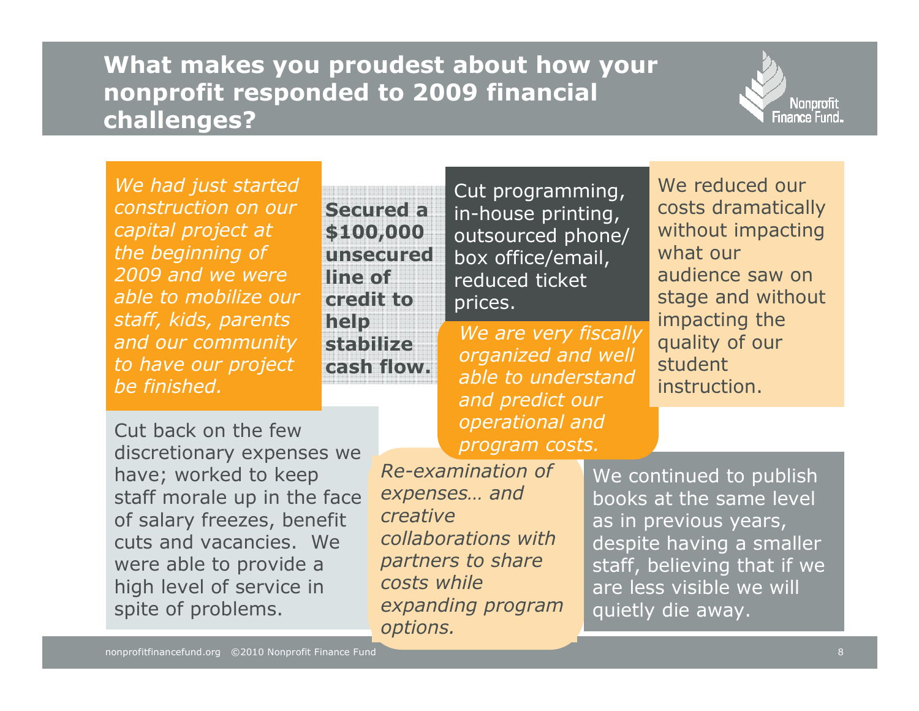# What makes you proudest about how your nonprofit responded to 2009 financial challenges?

*We had just started construction on our capital project at the beginning of 2009 and we were able to mobilize our staff, kids, parents and our community to have our project be finished.*

**Secured a $100,000 unsecured line of credit to help stabilize cash flow.**

Cut programming, in-house printing, outsourced phone/ box office/email, reduced ticket prices.

*We are very fiscally organized and well able to understand and predict our operational and program costs.*

We reduced our costs dramatically without impacting what our audience saw on stage and without impacting the quality of our student instruction.

Cut back on the few discretionary expenses we have; worked to keep staff morale up in the face of salary freezes, benefit cuts and vacancies. We were able to provide a high level of service in spite of problems.

*Re-examination of expenses… and creative collaborations with partners to share costs while expanding program options.*

We continued to publish books at the same level as in previous years, despite having a smaller staff, believing that if we are less visible we will quietly die away.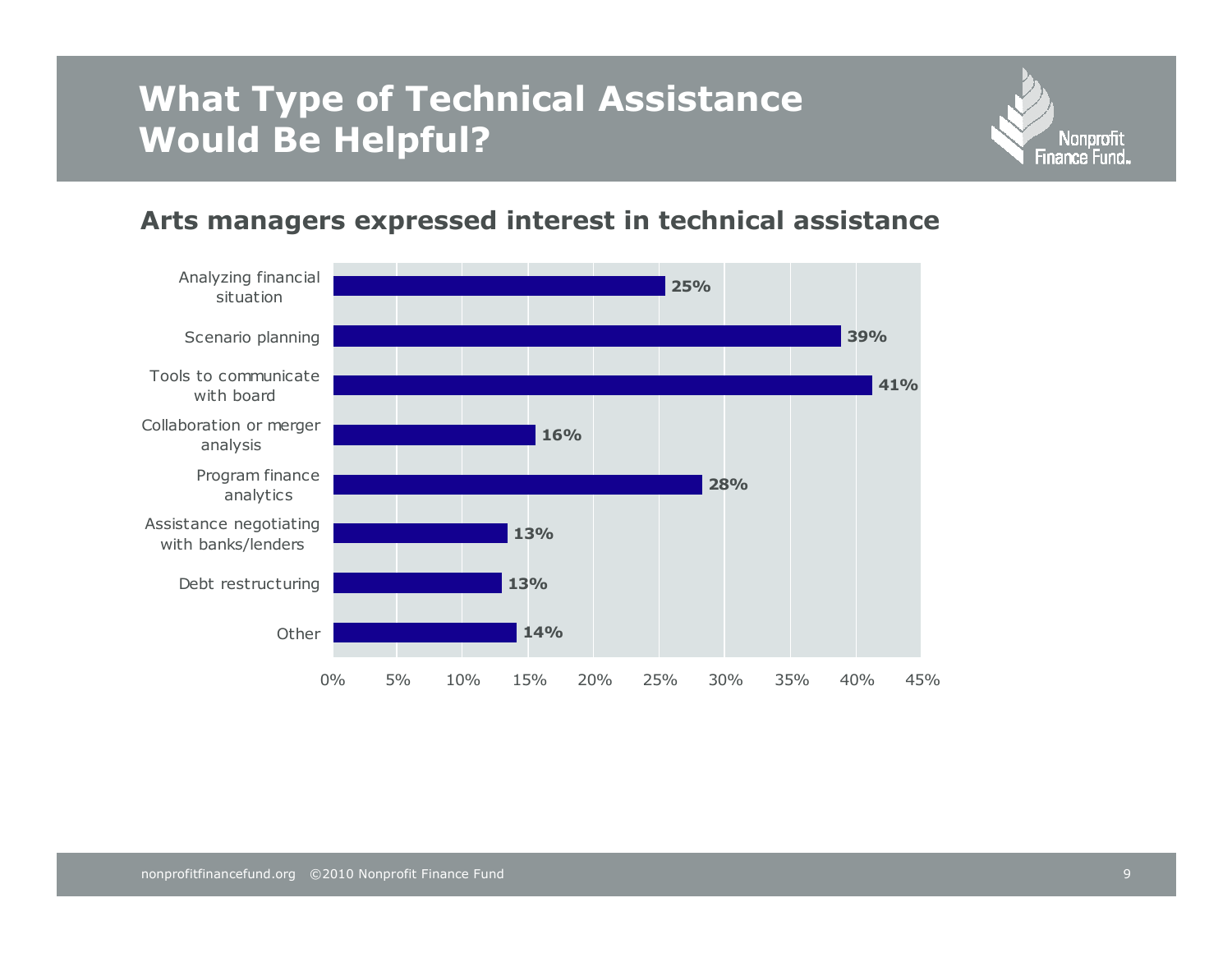# What Type of Technical Assistance Would Be Helpful?

## Arts managers expressed interest in technical assistance

| Type of technical assistance | Percent |
| --- | --- |
| Analyzing financial situation | 25% |
| Scenario planning | 39% |
| Tools to communicate with board | 41% |
| Collaboration or merger analysis | 16% |
| Program finance analytics | 28% |
| Assistance negotiating with banks/lenders | 13% |
| Debt restructuring | 13% |
| Other | 14% |

nonprofitfinancefund.org ©2010 Nonprofit Finance Fund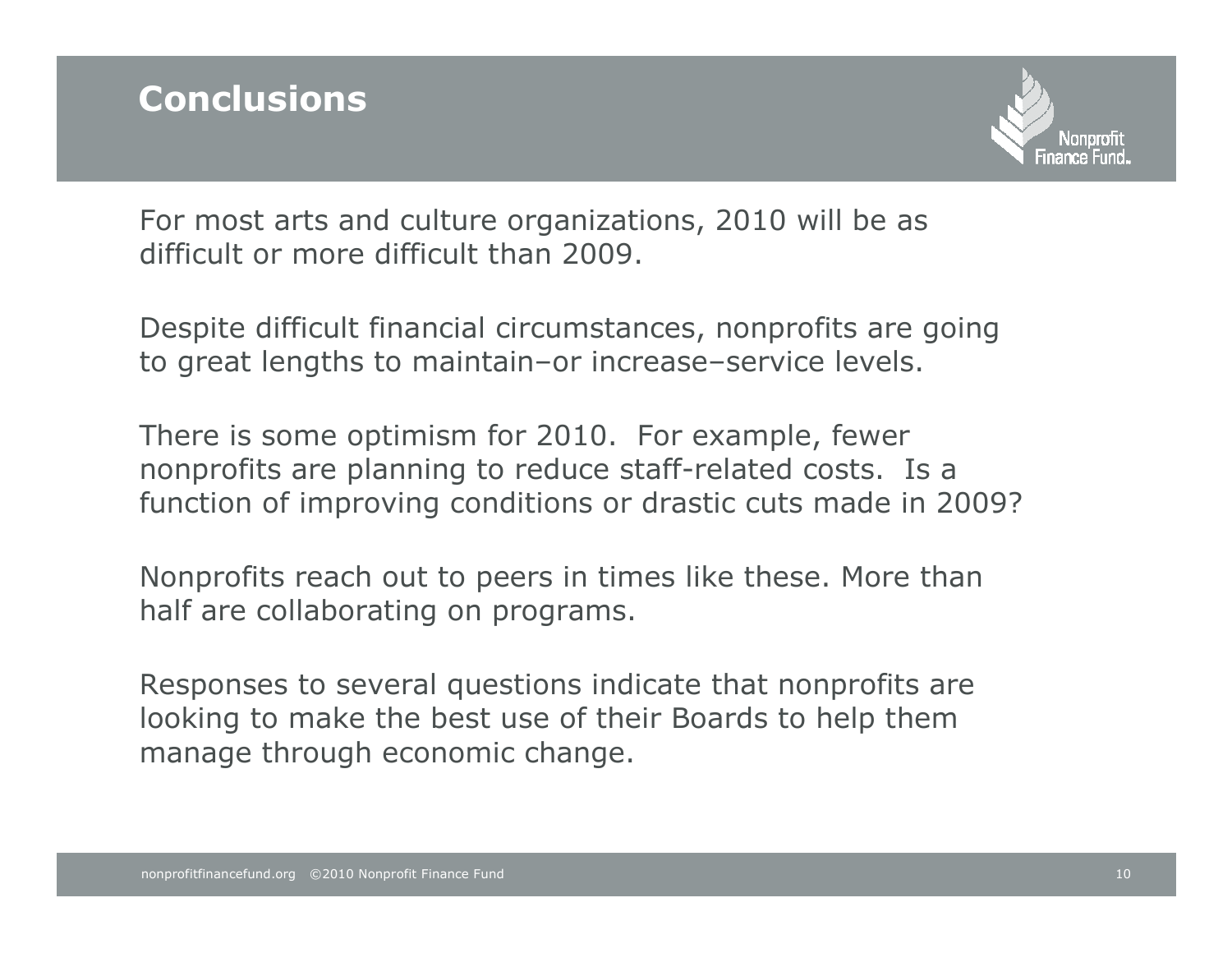# Conclusions

For most arts and culture organizations, 2010 will be as difficult or more difficult than 2009.

Despite difficult financial circumstances, nonprofits are going to great lengths to maintain–or increase–service levels.

There is some optimism for 2010. For example, fewer nonprofits are planning to reduce staff-related costs. Is a function of improving conditions or drastic cuts made in 2009?

Nonprofits reach out to peers in times like these. More than half are collaborating on programs.

Responses to several questions indicate that nonprofits are looking to make the best use of their Boards to help them manage through economic change.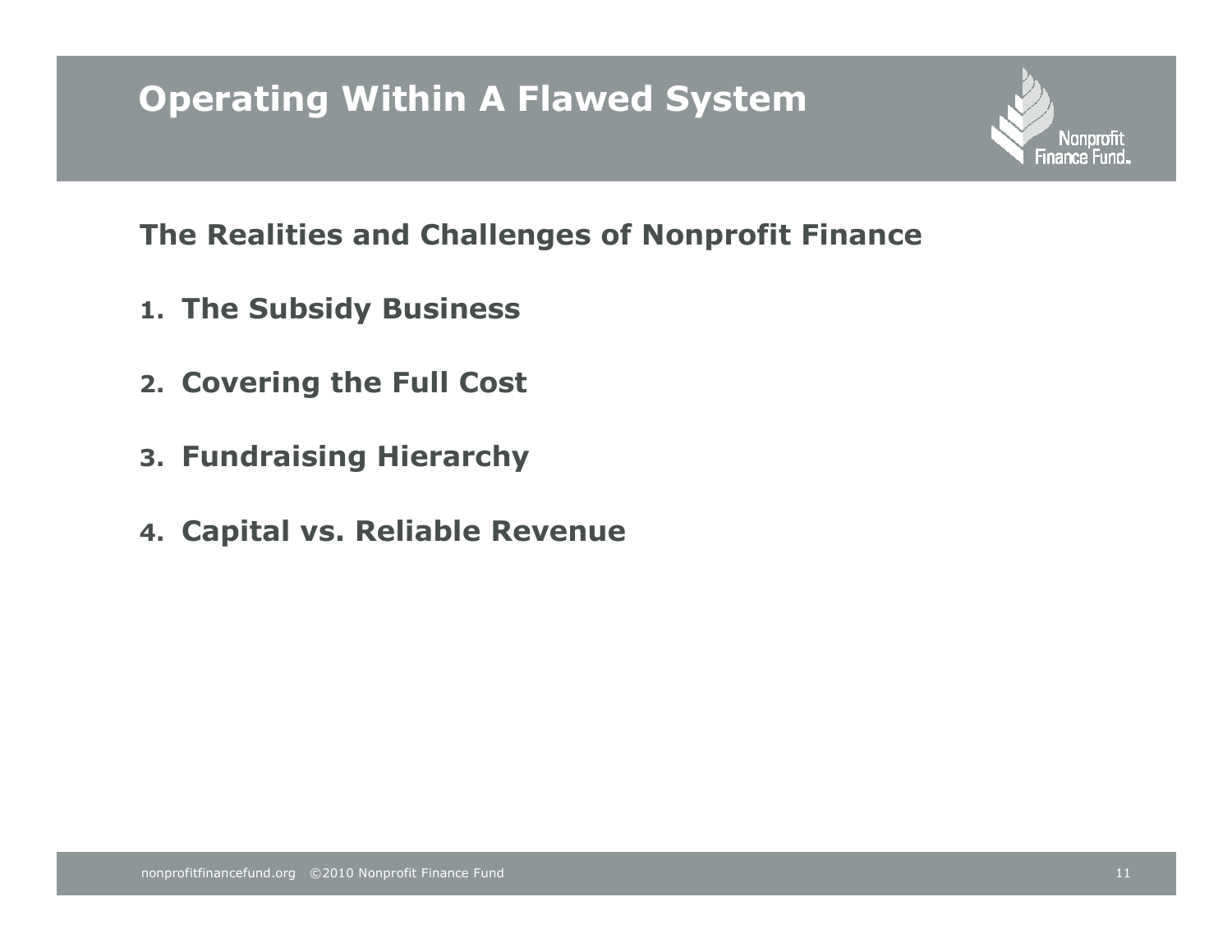# Operating Within A Flawed System

## The Realities and Challenges of Nonprofit Finance

1. **The Subsidy Business**
2. **Covering the Full Cost**
3. **Fundraising Hierarchy**
4. **Capital vs. Reliable Revenue**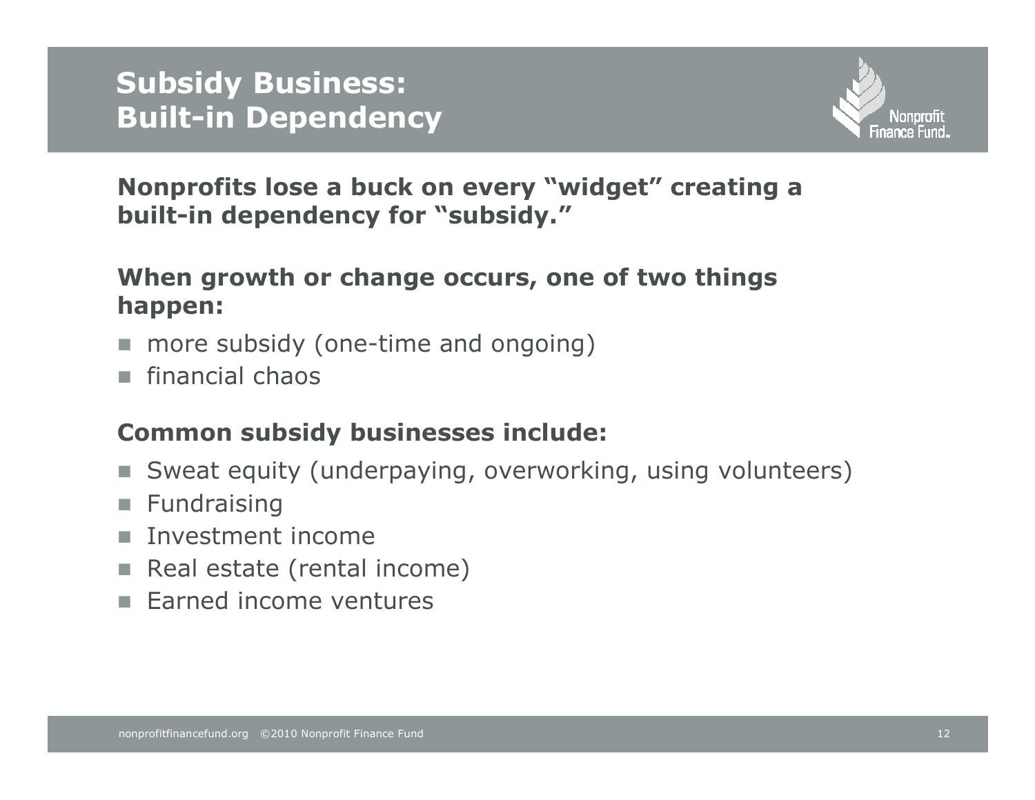# Subsidy Business: Built-in Dependency

**Nonprofits lose a buck on every “widget” creating a built-in dependency for “subsidy.”**

**When growth or change occurs, one of two things happen:**

- more subsidy (one-time and ongoing)
- financial chaos

**Common subsidy businesses include:**

- Sweat equity (underpaying, overworking, using volunteers)
- Fundraising
- Investment income
- Real estate (rental income)
- Earned income ventures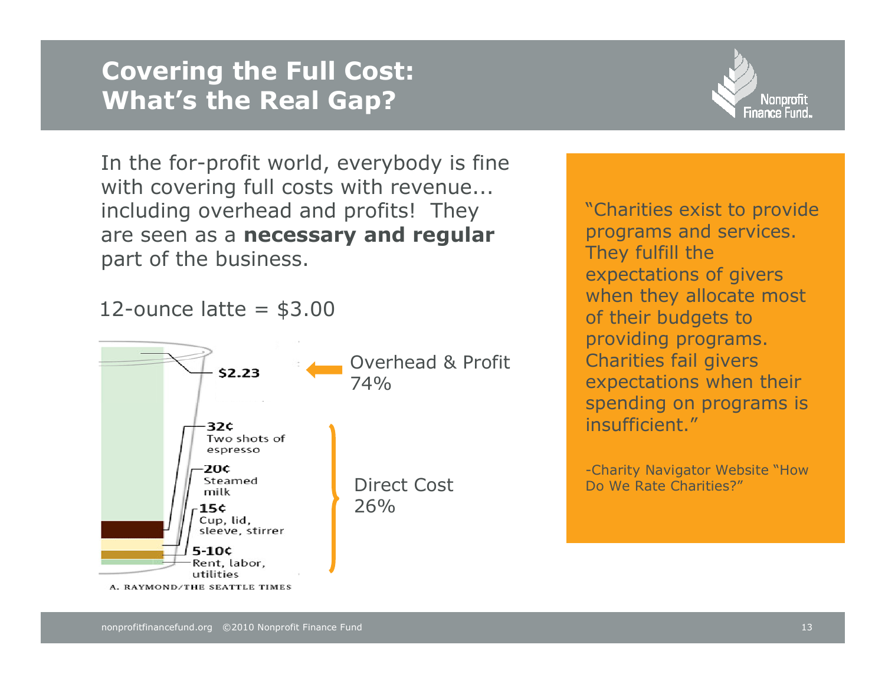# Covering the Full Cost: What's the Real Gap?

In the for-profit world, everybody is fine with covering full costs with revenue... including overhead and profits! They are seen as a **necessary and regular** part of the business.

12-ounce latte = $3.00

$2.23 — Overhead & Profit 74%

32¢ Two shots of espresso

20¢ Steamed milk

15¢ Cup, lid, sleeve, stirrer

5-10¢ Rent, labor, utilities

Direct Cost 26%

A. RAYMOND/THE SEATTLE TIMES

"Charities exist to provide programs and services. They fulfill the expectations of givers when they allocate most of their budgets to providing programs. Charities fail givers expectations when their spending on programs is insufficient."

-Charity Navigator Website "How Do We Rate Charities?"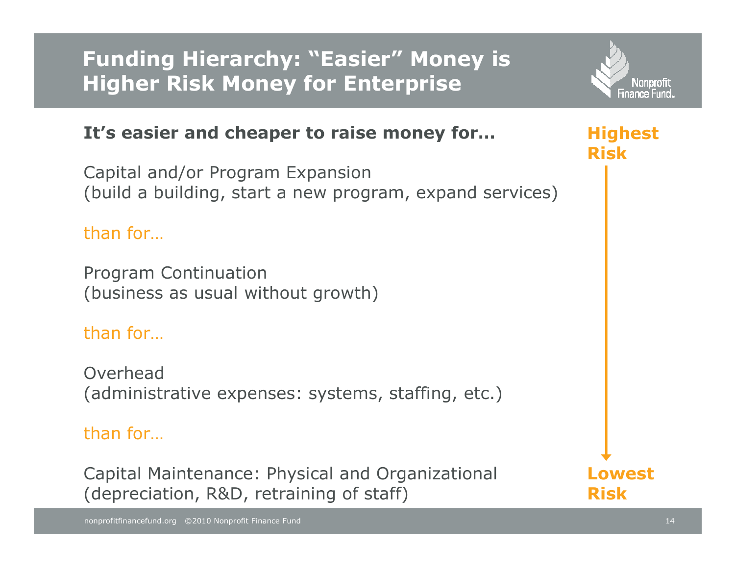# Funding Hierarchy: "Easier" Money is Higher Risk Money for Enterprise

**It's easier and cheaper to raise money for…**

**Highest Risk**

Capital and/or Program Expansion
(build a building, start a new program, expand services)

than for…

Program Continuation
(business as usual without growth)

than for…

Overhead
(administrative expenses: systems, staffing, etc.)

than for…

Capital Maintenance: Physical and Organizational
(depreciation, R&D, retraining of staff)

**Lowest Risk**

nonprofitfinancefund.org ©2010 Nonprofit Finance Fund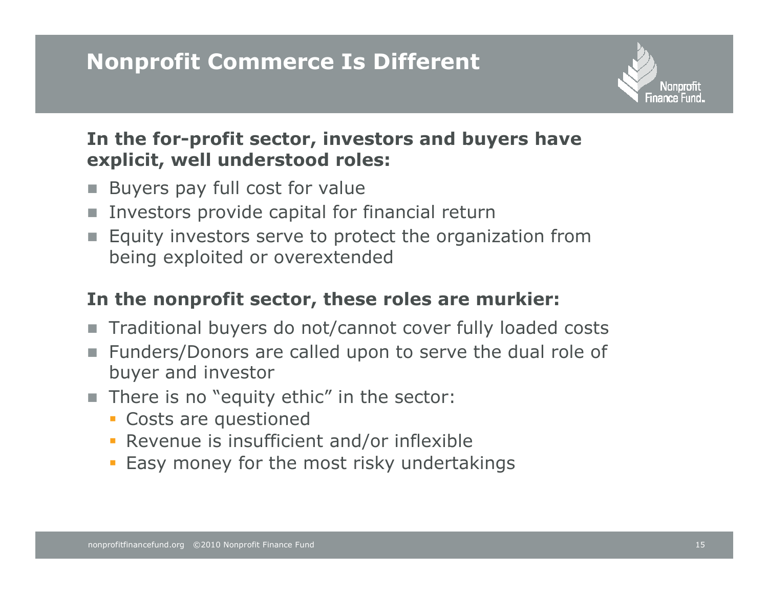# Nonprofit Commerce Is Different

**In the for-profit sector, investors and buyers have explicit, well understood roles:**

- Buyers pay full cost for value
- Investors provide capital for financial return
- Equity investors serve to protect the organization from being exploited or overextended

**In the nonprofit sector, these roles are murkier:**

- Traditional buyers do not/cannot cover fully loaded costs
- Funders/Donors are called upon to serve the dual role of buyer and investor
- There is no "equity ethic" in the sector:
  - Costs are questioned
  - Revenue is insufficient and/or inflexible
  - Easy money for the most risky undertakings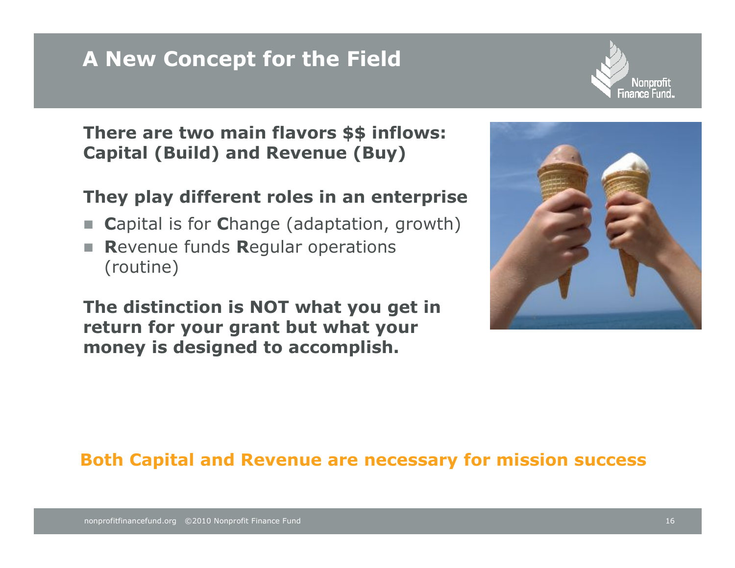# A New Concept for the Field

**There are two main flavors $$ inflows: Capital (Build) and Revenue (Buy)**

**They play different roles in an enterprise**

- **C**apital is for **C**hange (adaptation, growth)
- **R**evenue funds **R**egular operations (routine)

**The distinction is NOT what you get in return for your grant but what your money is designed to accomplish.**

**Both Capital and Revenue are necessary for mission success**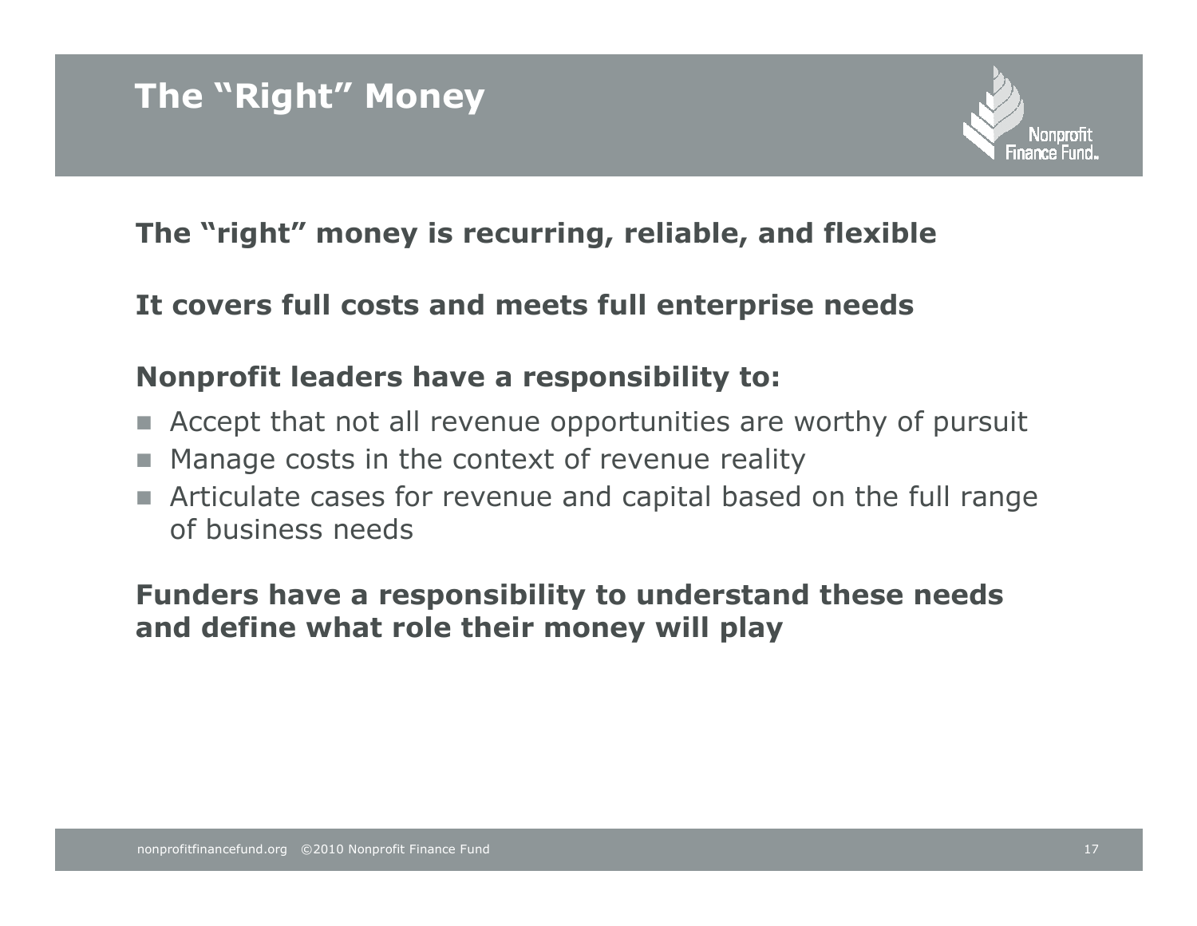# The "Right" Money

**The "right" money is recurring, reliable, and flexible**

**It covers full costs and meets full enterprise needs**

**Nonprofit leaders have a responsibility to:**

- Accept that not all revenue opportunities are worthy of pursuit
- Manage costs in the context of revenue reality
- Articulate cases for revenue and capital based on the full range of business needs

**Funders have a responsibility to understand these needs and define what role their money will play**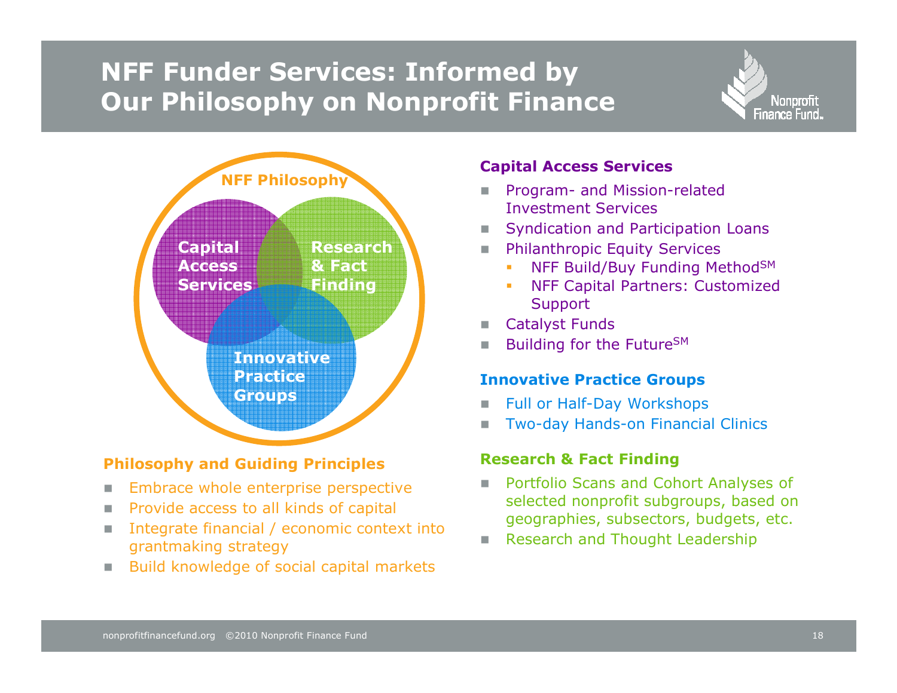# NFF Funder Services: Informed by Our Philosophy on Nonprofit Finance

NFF Philosophy

Capital Access Services | Research & Fact Finding | Innovative Practice Groups

### Philosophy and Guiding Principles

- Embrace whole enterprise perspective
- Provide access to all kinds of capital
- Integrate financial / economic context into grantmaking strategy
- Build knowledge of social capital markets

### Capital Access Services

- Program- and Mission-related Investment Services
- Syndication and Participation Loans
- Philanthropic Equity Services
  - NFF Build/Buy Funding Method℠
  - NFF Capital Partners: Customized Support
- Catalyst Funds
- Building for the Future℠

### Innovative Practice Groups

- Full or Half-Day Workshops
- Two-day Hands-on Financial Clinics

### Research & Fact Finding

- Portfolio Scans and Cohort Analyses of selected nonprofit subgroups, based on geographies, subsectors, budgets, etc.
- Research and Thought Leadership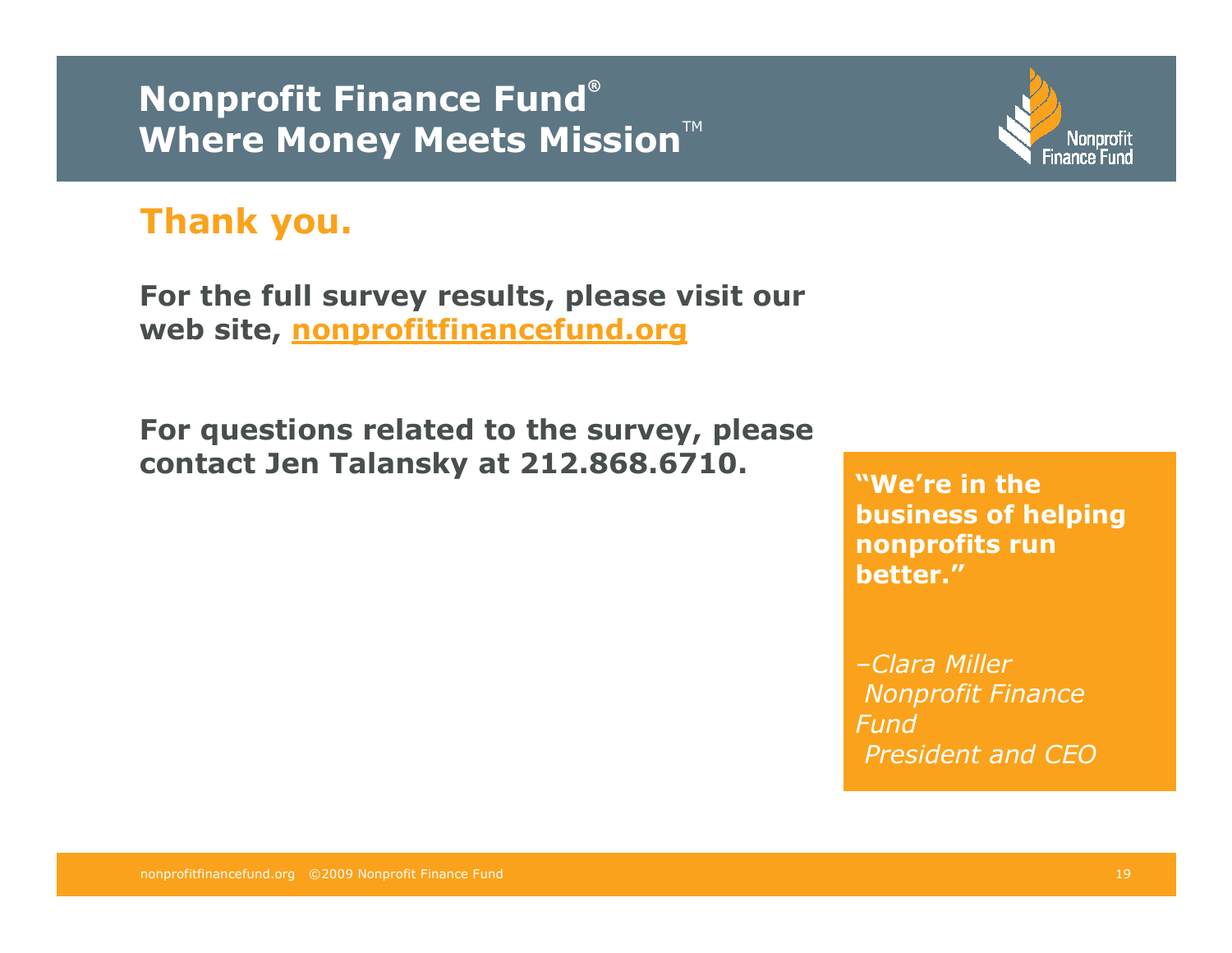**Nonprofit Finance Fund®**
**Where Money Meets Mission™**

## Thank you.

**For the full survey results, please visit our web site, [nonprofitfinancefund.org](nonprofitfinancefund.org)**

**For questions related to the survey, please contact Jen Talansky at 212.868.6710.**

**"We're in the business of helping nonprofits run better."**

*–Clara Miller*
*Nonprofit Finance Fund*
*President and CEO*